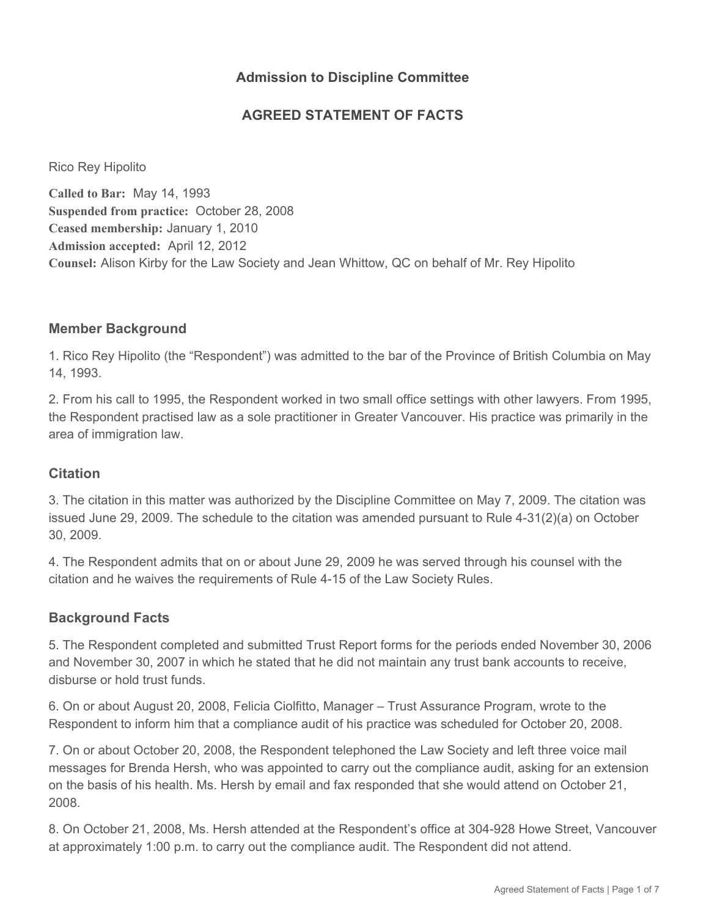## Admission to Discipline Committee

## AGREED STATEMENT OF FACTS

Rico Rey Hipolito

**Called to Bar:** May 14, 1993
**Suspended from practice:** October 28, 2008
**Ceased membership:** January 1, 2010
**Admission accepted:** April 12, 2012
**Counsel:** Alison Kirby for the Law Society and Jean Whittow, QC on behalf of Mr. Rey Hipolito

### Member Background

1. Rico Rey Hipolito (the "Respondent") was admitted to the bar of the Province of British Columbia on May 14, 1993.

2. From his call to 1995, the Respondent worked in two small office settings with other lawyers. From 1995, the Respondent practised law as a sole practitioner in Greater Vancouver. His practice was primarily in the area of immigration law.

### Citation

3. The citation in this matter was authorized by the Discipline Committee on May 7, 2009. The citation was issued June 29, 2009. The schedule to the citation was amended pursuant to Rule 4-31(2)(a) on October 30, 2009.

4. The Respondent admits that on or about June 29, 2009 he was served through his counsel with the citation and he waives the requirements of Rule 4-15 of the Law Society Rules.

### Background Facts

5. The Respondent completed and submitted Trust Report forms for the periods ended November 30, 2006 and November 30, 2007 in which he stated that he did not maintain any trust bank accounts to receive, disburse or hold trust funds.

6. On or about August 20, 2008, Felicia Ciolfitto, Manager – Trust Assurance Program, wrote to the Respondent to inform him that a compliance audit of his practice was scheduled for October 20, 2008.

7. On or about October 20, 2008, the Respondent telephoned the Law Society and left three voice mail messages for Brenda Hersh, who was appointed to carry out the compliance audit, asking for an extension on the basis of his health. Ms. Hersh by email and fax responded that she would attend on October 21, 2008.

8. On October 21, 2008, Ms. Hersh attended at the Respondent's office at 304-928 Howe Street, Vancouver at approximately 1:00 p.m. to carry out the compliance audit. The Respondent did not attend.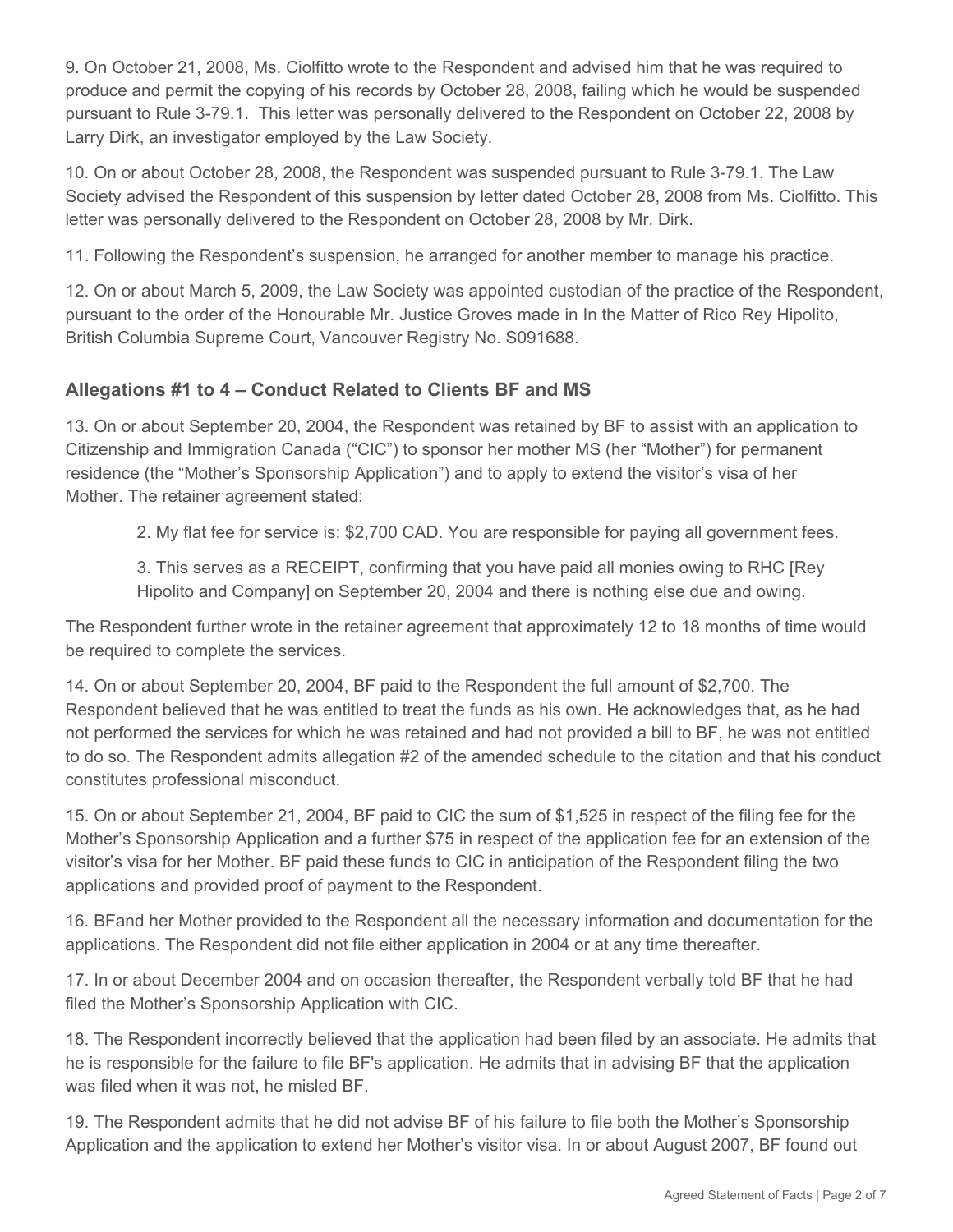9. On October 21, 2008, Ms. Ciolfitto wrote to the Respondent and advised him that he was required to produce and permit the copying of his records by October 28, 2008, failing which he would be suspended pursuant to Rule 3-79.1. This letter was personally delivered to the Respondent on October 22, 2008 by Larry Dirk, an investigator employed by the Law Society.

10. On or about October 28, 2008, the Respondent was suspended pursuant to Rule 3-79.1. The Law Society advised the Respondent of this suspension by letter dated October 28, 2008 from Ms. Ciolfitto. This letter was personally delivered to the Respondent on October 28, 2008 by Mr. Dirk.

11. Following the Respondent's suspension, he arranged for another member to manage his practice.

12. On or about March 5, 2009, the Law Society was appointed custodian of the practice of the Respondent, pursuant to the order of the Honourable Mr. Justice Groves made in In the Matter of Rico Rey Hipolito, British Columbia Supreme Court, Vancouver Registry No. S091688.

### Allegations #1 to 4 – Conduct Related to Clients BF and MS

13. On or about September 20, 2004, the Respondent was retained by BF to assist with an application to Citizenship and Immigration Canada ("CIC") to sponsor her mother MS (her "Mother") for permanent residence (the "Mother's Sponsorship Application") and to apply to extend the visitor's visa of her Mother. The retainer agreement stated:

> 2. My flat fee for service is: $2,700 CAD. You are responsible for paying all government fees.
>
> 3. This serves as a RECEIPT, confirming that you have paid all monies owing to RHC [Rey Hipolito and Company] on September 20, 2004 and there is nothing else due and owing.

The Respondent further wrote in the retainer agreement that approximately 12 to 18 months of time would be required to complete the services.

14. On or about September 20, 2004, BF paid to the Respondent the full amount of $2,700. The Respondent believed that he was entitled to treat the funds as his own. He acknowledges that, as he had not performed the services for which he was retained and had not provided a bill to BF, he was not entitled to do so. The Respondent admits allegation #2 of the amended schedule to the citation and that his conduct constitutes professional misconduct.

15. On or about September 21, 2004, BF paid to CIC the sum of $1,525 in respect of the filing fee for the Mother's Sponsorship Application and a further $75 in respect of the application fee for an extension of the visitor's visa for her Mother. BF paid these funds to CIC in anticipation of the Respondent filing the two applications and provided proof of payment to the Respondent.

16. BFand her Mother provided to the Respondent all the necessary information and documentation for the applications. The Respondent did not file either application in 2004 or at any time thereafter.

17. In or about December 2004 and on occasion thereafter, the Respondent verbally told BF that he had filed the Mother's Sponsorship Application with CIC.

18. The Respondent incorrectly believed that the application had been filed by an associate. He admits that he is responsible for the failure to file BF's application. He admits that in advising BF that the application was filed when it was not, he misled BF.

19. The Respondent admits that he did not advise BF of his failure to file both the Mother's Sponsorship Application and the application to extend her Mother's visitor visa. In or about August 2007, BF found out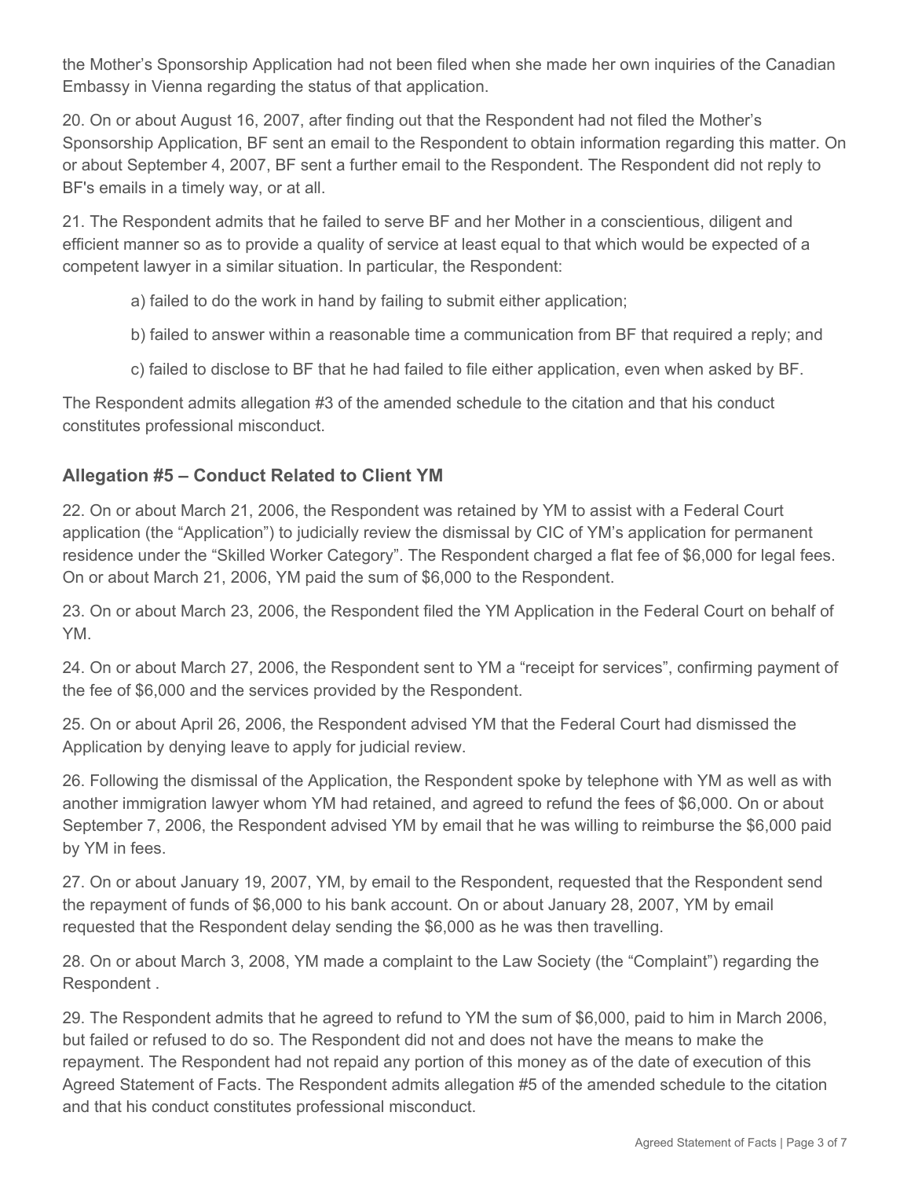the Mother's Sponsorship Application had not been filed when she made her own inquiries of the Canadian Embassy in Vienna regarding the status of that application.

20. On or about August 16, 2007, after finding out that the Respondent had not filed the Mother's Sponsorship Application, BF sent an email to the Respondent to obtain information regarding this matter. On or about September 4, 2007, BF sent a further email to the Respondent. The Respondent did not reply to BF's emails in a timely way, or at all.

21. The Respondent admits that he failed to serve BF and her Mother in a conscientious, diligent and efficient manner so as to provide a quality of service at least equal to that which would be expected of a competent lawyer in a similar situation. In particular, the Respondent:

a) failed to do the work in hand by failing to submit either application;

b) failed to answer within a reasonable time a communication from BF that required a reply; and

c) failed to disclose to BF that he had failed to file either application, even when asked by BF.

The Respondent admits allegation #3 of the amended schedule to the citation and that his conduct constitutes professional misconduct.

### Allegation #5 – Conduct Related to Client YM

22. On or about March 21, 2006, the Respondent was retained by YM to assist with a Federal Court application (the "Application") to judicially review the dismissal by CIC of YM's application for permanent residence under the "Skilled Worker Category". The Respondent charged a flat fee of $6,000 for legal fees. On or about March 21, 2006, YM paid the sum of $6,000 to the Respondent.

23. On or about March 23, 2006, the Respondent filed the YM Application in the Federal Court on behalf of YM.

24. On or about March 27, 2006, the Respondent sent to YM a "receipt for services", confirming payment of the fee of $6,000 and the services provided by the Respondent.

25. On or about April 26, 2006, the Respondent advised YM that the Federal Court had dismissed the Application by denying leave to apply for judicial review.

26. Following the dismissal of the Application, the Respondent spoke by telephone with YM as well as with another immigration lawyer whom YM had retained, and agreed to refund the fees of $6,000. On or about September 7, 2006, the Respondent advised YM by email that he was willing to reimburse the $6,000 paid by YM in fees.

27. On or about January 19, 2007, YM, by email to the Respondent, requested that the Respondent send the repayment of funds of $6,000 to his bank account. On or about January 28, 2007, YM by email requested that the Respondent delay sending the $6,000 as he was then travelling.

28. On or about March 3, 2008, YM made a complaint to the Law Society (the "Complaint") regarding the Respondent .

29. The Respondent admits that he agreed to refund to YM the sum of $6,000, paid to him in March 2006, but failed or refused to do so. The Respondent did not and does not have the means to make the repayment. The Respondent had not repaid any portion of this money as of the date of execution of this Agreed Statement of Facts. The Respondent admits allegation #5 of the amended schedule to the citation and that his conduct constitutes professional misconduct.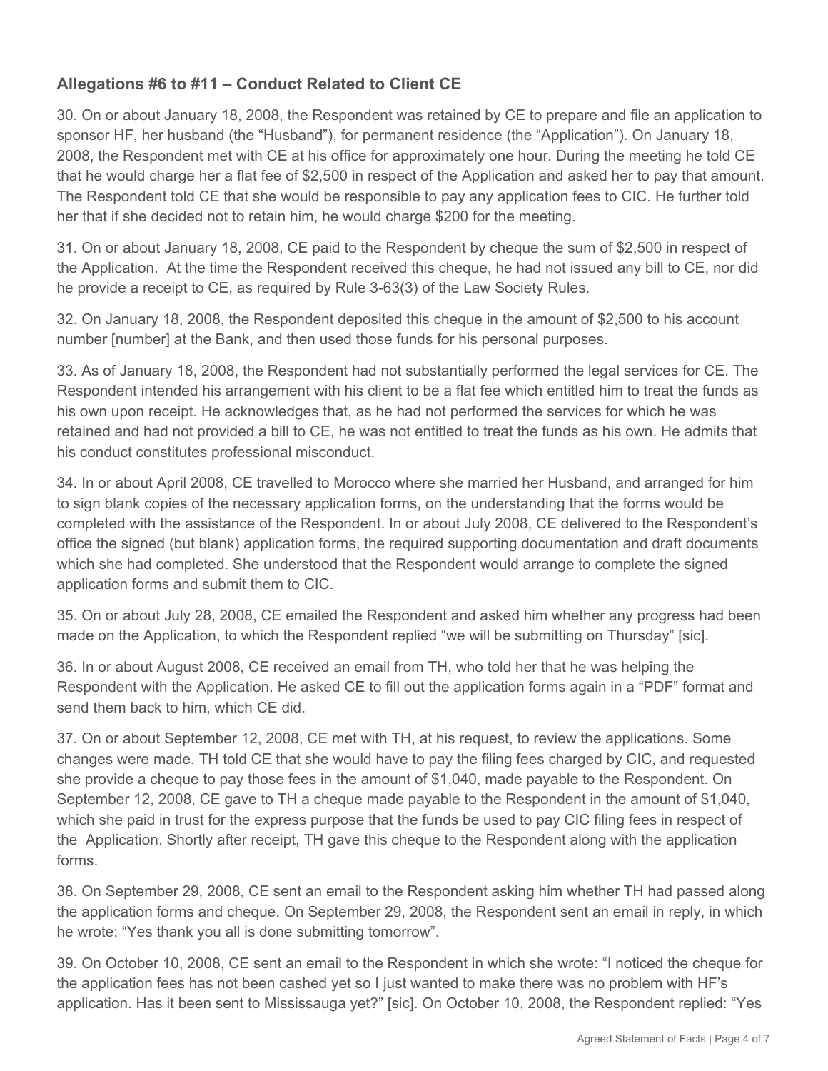### Allegations #6 to #11 – Conduct Related to Client CE

30. On or about January 18, 2008, the Respondent was retained by CE to prepare and file an application to sponsor HF, her husband (the "Husband"), for permanent residence (the "Application"). On January 18, 2008, the Respondent met with CE at his office for approximately one hour. During the meeting he told CE that he would charge her a flat fee of $2,500 in respect of the Application and asked her to pay that amount. The Respondent told CE that she would be responsible to pay any application fees to CIC. He further told her that if she decided not to retain him, he would charge $200 for the meeting.

31. On or about January 18, 2008, CE paid to the Respondent by cheque the sum of $2,500 in respect of the Application. At the time the Respondent received this cheque, he had not issued any bill to CE, nor did he provide a receipt to CE, as required by Rule 3-63(3) of the Law Society Rules.

32. On January 18, 2008, the Respondent deposited this cheque in the amount of $2,500 to his account number [number] at the Bank, and then used those funds for his personal purposes.

33. As of January 18, 2008, the Respondent had not substantially performed the legal services for CE. The Respondent intended his arrangement with his client to be a flat fee which entitled him to treat the funds as his own upon receipt. He acknowledges that, as he had not performed the services for which he was retained and had not provided a bill to CE, he was not entitled to treat the funds as his own. He admits that his conduct constitutes professional misconduct.

34. In or about April 2008, CE travelled to Morocco where she married her Husband, and arranged for him to sign blank copies of the necessary application forms, on the understanding that the forms would be completed with the assistance of the Respondent. In or about July 2008, CE delivered to the Respondent's office the signed (but blank) application forms, the required supporting documentation and draft documents which she had completed. She understood that the Respondent would arrange to complete the signed application forms and submit them to CIC.

35. On or about July 28, 2008, CE emailed the Respondent and asked him whether any progress had been made on the Application, to which the Respondent replied "we will be submitting on Thursday" [sic].

36. In or about August 2008, CE received an email from TH, who told her that he was helping the Respondent with the Application. He asked CE to fill out the application forms again in a "PDF" format and send them back to him, which CE did.

37. On or about September 12, 2008, CE met with TH, at his request, to review the applications. Some changes were made. TH told CE that she would have to pay the filing fees charged by CIC, and requested she provide a cheque to pay those fees in the amount of $1,040, made payable to the Respondent. On September 12, 2008, CE gave to TH a cheque made payable to the Respondent in the amount of $1,040, which she paid in trust for the express purpose that the funds be used to pay CIC filing fees in respect of the Application. Shortly after receipt, TH gave this cheque to the Respondent along with the application forms.

38. On September 29, 2008, CE sent an email to the Respondent asking him whether TH had passed along the application forms and cheque. On September 29, 2008, the Respondent sent an email in reply, in which he wrote: "Yes thank you all is done submitting tomorrow".

39. On October 10, 2008, CE sent an email to the Respondent in which she wrote: "I noticed the cheque for the application fees has not been cashed yet so I just wanted to make there was no problem with HF's application. Has it been sent to Mississauga yet?" [sic]. On October 10, 2008, the Respondent replied: "Yes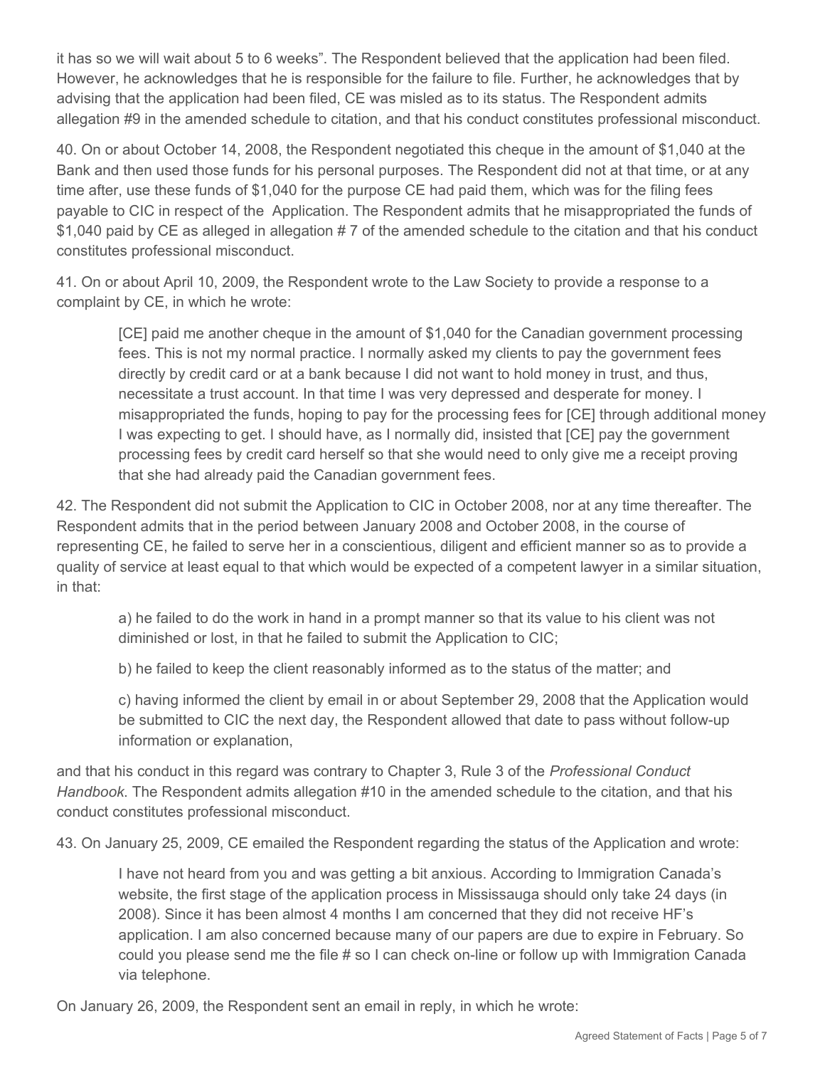it has so we will wait about 5 to 6 weeks". The Respondent believed that the application had been filed. However, he acknowledges that he is responsible for the failure to file. Further, he acknowledges that by advising that the application had been filed, CE was misled as to its status. The Respondent admits allegation #9 in the amended schedule to citation, and that his conduct constitutes professional misconduct.

40. On or about October 14, 2008, the Respondent negotiated this cheque in the amount of $1,040 at the Bank and then used those funds for his personal purposes. The Respondent did not at that time, or at any time after, use these funds of $1,040 for the purpose CE had paid them, which was for the filing fees payable to CIC in respect of the Application. The Respondent admits that he misappropriated the funds of $1,040 paid by CE as alleged in allegation # 7 of the amended schedule to the citation and that his conduct constitutes professional misconduct.

41. On or about April 10, 2009, the Respondent wrote to the Law Society to provide a response to a complaint by CE, in which he wrote:

> [CE] paid me another cheque in the amount of $1,040 for the Canadian government processing fees. This is not my normal practice. I normally asked my clients to pay the government fees directly by credit card or at a bank because I did not want to hold money in trust, and thus, necessitate a trust account. In that time I was very depressed and desperate for money. I misappropriated the funds, hoping to pay for the processing fees for [CE] through additional money I was expecting to get. I should have, as I normally did, insisted that [CE] pay the government processing fees by credit card herself so that she would need to only give me a receipt proving that she had already paid the Canadian government fees.

42. The Respondent did not submit the Application to CIC in October 2008, nor at any time thereafter. The Respondent admits that in the period between January 2008 and October 2008, in the course of representing CE, he failed to serve her in a conscientious, diligent and efficient manner so as to provide a quality of service at least equal to that which would be expected of a competent lawyer in a similar situation, in that:

> a) he failed to do the work in hand in a prompt manner so that its value to his client was not diminished or lost, in that he failed to submit the Application to CIC;
>
> b) he failed to keep the client reasonably informed as to the status of the matter; and
>
> c) having informed the client by email in or about September 29, 2008 that the Application would be submitted to CIC the next day, the Respondent allowed that date to pass without follow-up information or explanation,

and that his conduct in this regard was contrary to Chapter 3, Rule 3 of the *Professional Conduct Handbook*. The Respondent admits allegation #10 in the amended schedule to the citation, and that his conduct constitutes professional misconduct.

43. On January 25, 2009, CE emailed the Respondent regarding the status of the Application and wrote:

> I have not heard from you and was getting a bit anxious. According to Immigration Canada's website, the first stage of the application process in Mississauga should only take 24 days (in 2008). Since it has been almost 4 months I am concerned that they did not receive HF's application. I am also concerned because many of our papers are due to expire in February. So could you please send me the file # so I can check on-line or follow up with Immigration Canada via telephone.

On January 26, 2009, the Respondent sent an email in reply, in which he wrote: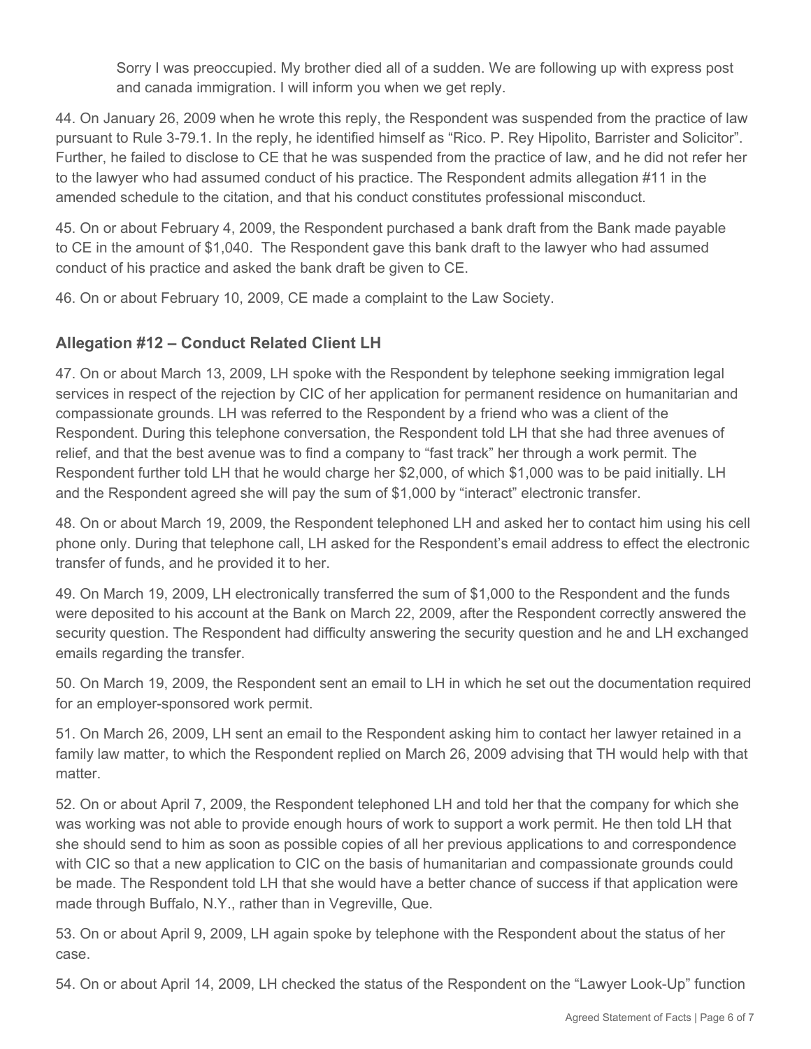> Sorry I was preoccupied. My brother died all of a sudden. We are following up with express post and canada immigration. I will inform you when we get reply.

44. On January 26, 2009 when he wrote this reply, the Respondent was suspended from the practice of law pursuant to Rule 3-79.1. In the reply, he identified himself as "Rico. P. Rey Hipolito, Barrister and Solicitor". Further, he failed to disclose to CE that he was suspended from the practice of law, and he did not refer her to the lawyer who had assumed conduct of his practice. The Respondent admits allegation #11 in the amended schedule to the citation, and that his conduct constitutes professional misconduct.

45. On or about February 4, 2009, the Respondent purchased a bank draft from the Bank made payable to CE in the amount of $1,040. The Respondent gave this bank draft to the lawyer who had assumed conduct of his practice and asked the bank draft be given to CE.

46. On or about February 10, 2009, CE made a complaint to the Law Society.

### Allegation #12 – Conduct Related Client LH

47. On or about March 13, 2009, LH spoke with the Respondent by telephone seeking immigration legal services in respect of the rejection by CIC of her application for permanent residence on humanitarian and compassionate grounds. LH was referred to the Respondent by a friend who was a client of the Respondent. During this telephone conversation, the Respondent told LH that she had three avenues of relief, and that the best avenue was to find a company to "fast track" her through a work permit. The Respondent further told LH that he would charge her $2,000, of which $1,000 was to be paid initially. LH and the Respondent agreed she will pay the sum of $1,000 by "interact" electronic transfer.

48. On or about March 19, 2009, the Respondent telephoned LH and asked her to contact him using his cell phone only. During that telephone call, LH asked for the Respondent's email address to effect the electronic transfer of funds, and he provided it to her.

49. On March 19, 2009, LH electronically transferred the sum of $1,000 to the Respondent and the funds were deposited to his account at the Bank on March 22, 2009, after the Respondent correctly answered the security question. The Respondent had difficulty answering the security question and he and LH exchanged emails regarding the transfer.

50. On March 19, 2009, the Respondent sent an email to LH in which he set out the documentation required for an employer-sponsored work permit.

51. On March 26, 2009, LH sent an email to the Respondent asking him to contact her lawyer retained in a family law matter, to which the Respondent replied on March 26, 2009 advising that TH would help with that matter.

52. On or about April 7, 2009, the Respondent telephoned LH and told her that the company for which she was working was not able to provide enough hours of work to support a work permit. He then told LH that she should send to him as soon as possible copies of all her previous applications to and correspondence with CIC so that a new application to CIC on the basis of humanitarian and compassionate grounds could be made. The Respondent told LH that she would have a better chance of success if that application were made through Buffalo, N.Y., rather than in Vegreville, Que.

53. On or about April 9, 2009, LH again spoke by telephone with the Respondent about the status of her case.

54. On or about April 14, 2009, LH checked the status of the Respondent on the "Lawyer Look-Up" function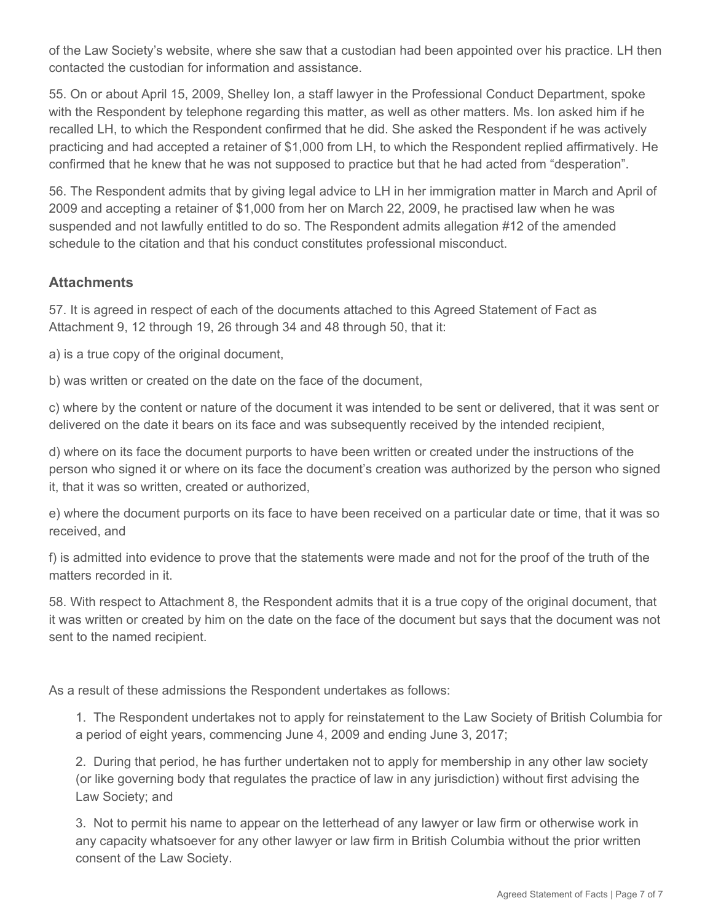of the Law Society's website, where she saw that a custodian had been appointed over his practice. LH then contacted the custodian for information and assistance.

55. On or about April 15, 2009, Shelley Ion, a staff lawyer in the Professional Conduct Department, spoke with the Respondent by telephone regarding this matter, as well as other matters. Ms. Ion asked him if he recalled LH, to which the Respondent confirmed that he did. She asked the Respondent if he was actively practicing and had accepted a retainer of $1,000 from LH, to which the Respondent replied affirmatively. He confirmed that he knew that he was not supposed to practice but that he had acted from "desperation".

56. The Respondent admits that by giving legal advice to LH in her immigration matter in March and April of 2009 and accepting a retainer of $1,000 from her on March 22, 2009, he practised law when he was suspended and not lawfully entitled to do so. The Respondent admits allegation #12 of the amended schedule to the citation and that his conduct constitutes professional misconduct.

### Attachments

57. It is agreed in respect of each of the documents attached to this Agreed Statement of Fact as Attachment 9, 12 through 19, 26 through 34 and 48 through 50, that it:

a) is a true copy of the original document,

b) was written or created on the date on the face of the document,

c) where by the content or nature of the document it was intended to be sent or delivered, that it was sent or delivered on the date it bears on its face and was subsequently received by the intended recipient,

d) where on its face the document purports to have been written or created under the instructions of the person who signed it or where on its face the document's creation was authorized by the person who signed it, that it was so written, created or authorized,

e) where the document purports on its face to have been received on a particular date or time, that it was so received, and

f) is admitted into evidence to prove that the statements were made and not for the proof of the truth of the matters recorded in it.

58. With respect to Attachment 8, the Respondent admits that it is a true copy of the original document, that it was written or created by him on the date on the face of the document but says that the document was not sent to the named recipient.

As a result of these admissions the Respondent undertakes as follows:

1. The Respondent undertakes not to apply for reinstatement to the Law Society of British Columbia for a period of eight years, commencing June 4, 2009 and ending June 3, 2017;

2. During that period, he has further undertaken not to apply for membership in any other law society (or like governing body that regulates the practice of law in any jurisdiction) without first advising the Law Society; and

3. Not to permit his name to appear on the letterhead of any lawyer or law firm or otherwise work in any capacity whatsoever for any other lawyer or law firm in British Columbia without the prior written consent of the Law Society.